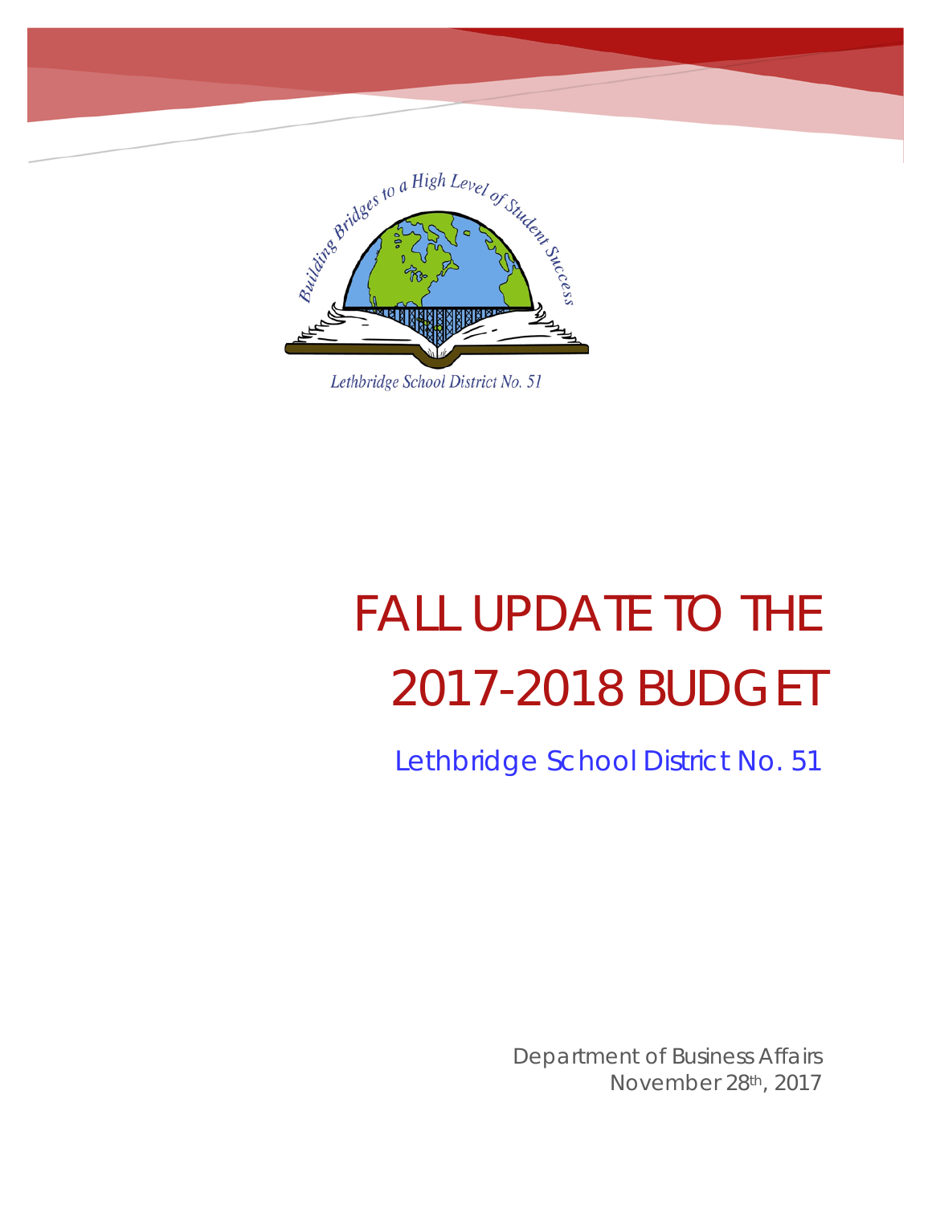Building Bridges to a High Level of Student Success

Lethbridge School District No. 51

# FALL UPDATE TO THE 2017-2018 BUDGET

## Lethbridge School District No. 51

Department of Business Affairs
November 28th, 2017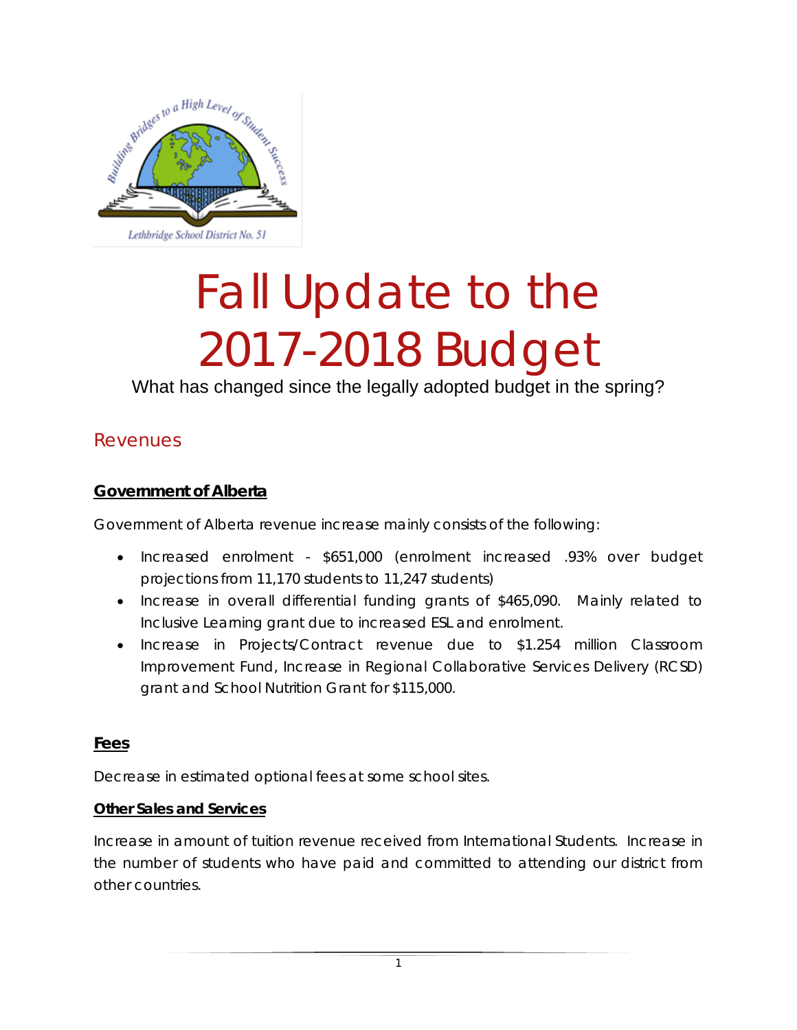# Fall Update to the 2017-2018 Budget

What has changed since the legally adopted budget in the spring?

## Revenues

### Government of Alberta

Government of Alberta revenue increase mainly consists of the following:

- Increased enrolment - $651,000 (enrolment increased .93% over budget projections from 11,170 students to 11,247 students)
- Increase in overall differential funding grants of $465,090. Mainly related to Inclusive Learning grant due to increased ESL and enrolment.
- Increase in Projects/Contract revenue due to $1.254 million Classroom Improvement Fund, Increase in Regional Collaborative Services Delivery (RCSD) grant and School Nutrition Grant for $115,000.

### Fees

Decrease in estimated optional fees at some school sites.

### Other Sales and Services

Increase in amount of tuition revenue received from International Students. Increase in the number of students who have paid and committed to attending our district from other countries.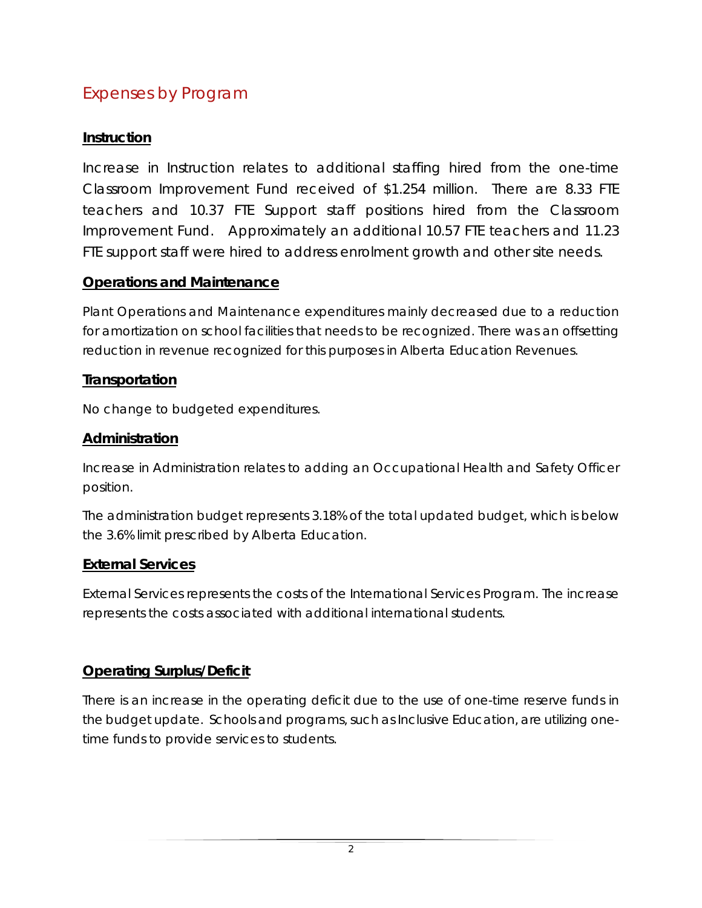## Expenses by Program

### Instruction

Increase in Instruction relates to additional staffing hired from the one-time Classroom Improvement Fund received of $1.254 million. There are 8.33 FTE teachers and 10.37 FTE Support staff positions hired from the Classroom Improvement Fund. Approximately an additional 10.57 FTE teachers and 11.23 FTE support staff were hired to address enrolment growth and other site needs.

### Operations and Maintenance

Plant Operations and Maintenance expenditures mainly decreased due to a reduction for amortization on school facilities that needs to be recognized. There was an offsetting reduction in revenue recognized for this purposes in Alberta Education Revenues.

### Transportation

No change to budgeted expenditures.

### Administration

Increase in Administration relates to adding an Occupational Health and Safety Officer position.

The administration budget represents 3.18% of the total updated budget, which is below the 3.6% limit prescribed by Alberta Education.

### External Services

External Services represents the costs of the International Services Program. The increase represents the costs associated with additional international students.

### Operating Surplus/Deficit

There is an increase in the operating deficit due to the use of one-time reserve funds in the budget update. Schools and programs, such as Inclusive Education, are utilizing one-time funds to provide services to students.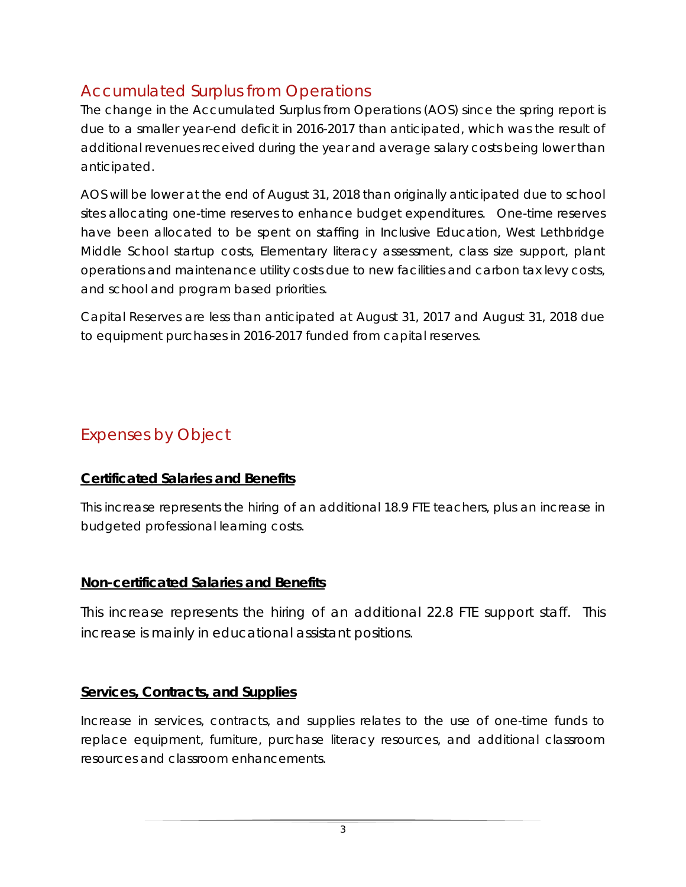## Accumulated Surplus from Operations

The change in the Accumulated Surplus from Operations (AOS) since the spring report is due to a smaller year-end deficit in 2016-2017 than anticipated, which was the result of additional revenues received during the year and average salary costs being lower than anticipated.

AOS will be lower at the end of August 31, 2018 than originally anticipated due to school sites allocating one-time reserves to enhance budget expenditures. One-time reserves have been allocated to be spent on staffing in Inclusive Education, West Lethbridge Middle School startup costs, Elementary literacy assessment, class size support, plant operations and maintenance utility costs due to new facilities and carbon tax levy costs, and school and program based priorities.

Capital Reserves are less than anticipated at August 31, 2017 and August 31, 2018 due to equipment purchases in 2016-2017 funded from capital reserves.

## Expenses by Object

### Certificated Salaries and Benefits

This increase represents the hiring of an additional 18.9 FTE teachers, plus an increase in budgeted professional learning costs.

### Non-certificated Salaries and Benefits

This increase represents the hiring of an additional 22.8 FTE support staff. This increase is mainly in educational assistant positions.

### Services, Contracts, and Supplies

Increase in services, contracts, and supplies relates to the use of one-time funds to replace equipment, furniture, purchase literacy resources, and additional classroom resources and classroom enhancements.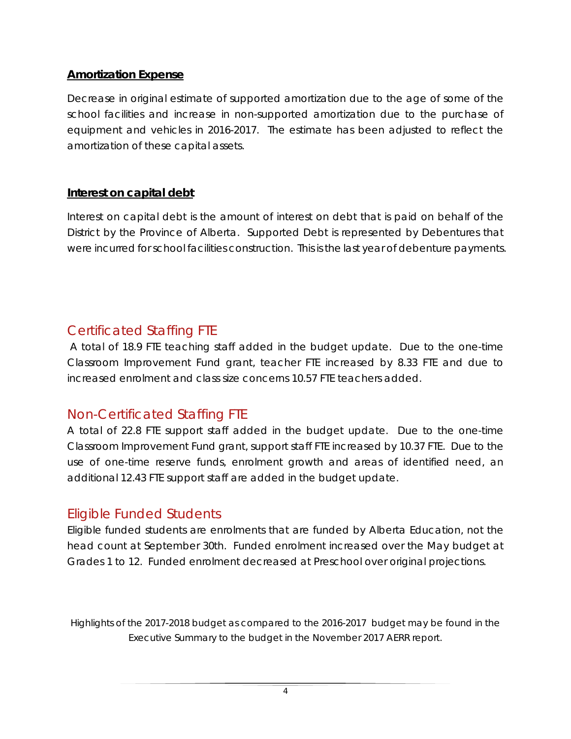**Amortization Expense**

Decrease in original estimate of supported amortization due to the age of some of the school facilities and increase in non-supported amortization due to the purchase of equipment and vehicles in 2016-2017. The estimate has been adjusted to reflect the amortization of these capital assets.

**Interest on capital debt**

Interest on capital debt is the amount of interest on debt that is paid on behalf of the District by the Province of Alberta. Supported Debt is represented by Debentures that were incurred for school facilities construction. This is the last year of debenture payments.

## Certificated Staffing FTE

A total of 18.9 FTE teaching staff added in the budget update. Due to the one-time Classroom Improvement Fund grant, teacher FTE increased by 8.33 FTE and due to increased enrolment and class size concerns 10.57 FTE teachers added.

## Non-Certificated Staffing FTE

A total of 22.8 FTE support staff added in the budget update. Due to the one-time Classroom Improvement Fund grant, support staff FTE increased by 10.37 FTE. Due to the use of one-time reserve funds, enrolment growth and areas of identified need, an additional 12.43 FTE support staff are added in the budget update.

## Eligible Funded Students

Eligible funded students are enrolments that are funded by Alberta Education, not the head count at September 30th. Funded enrolment increased over the May budget at Grades 1 to 12. Funded enrolment decreased at Preschool over original projections.

Highlights of the 2017-2018 budget as compared to the 2016-2017 budget may be found in the Executive Summary to the budget in the November 2017 AERR report.